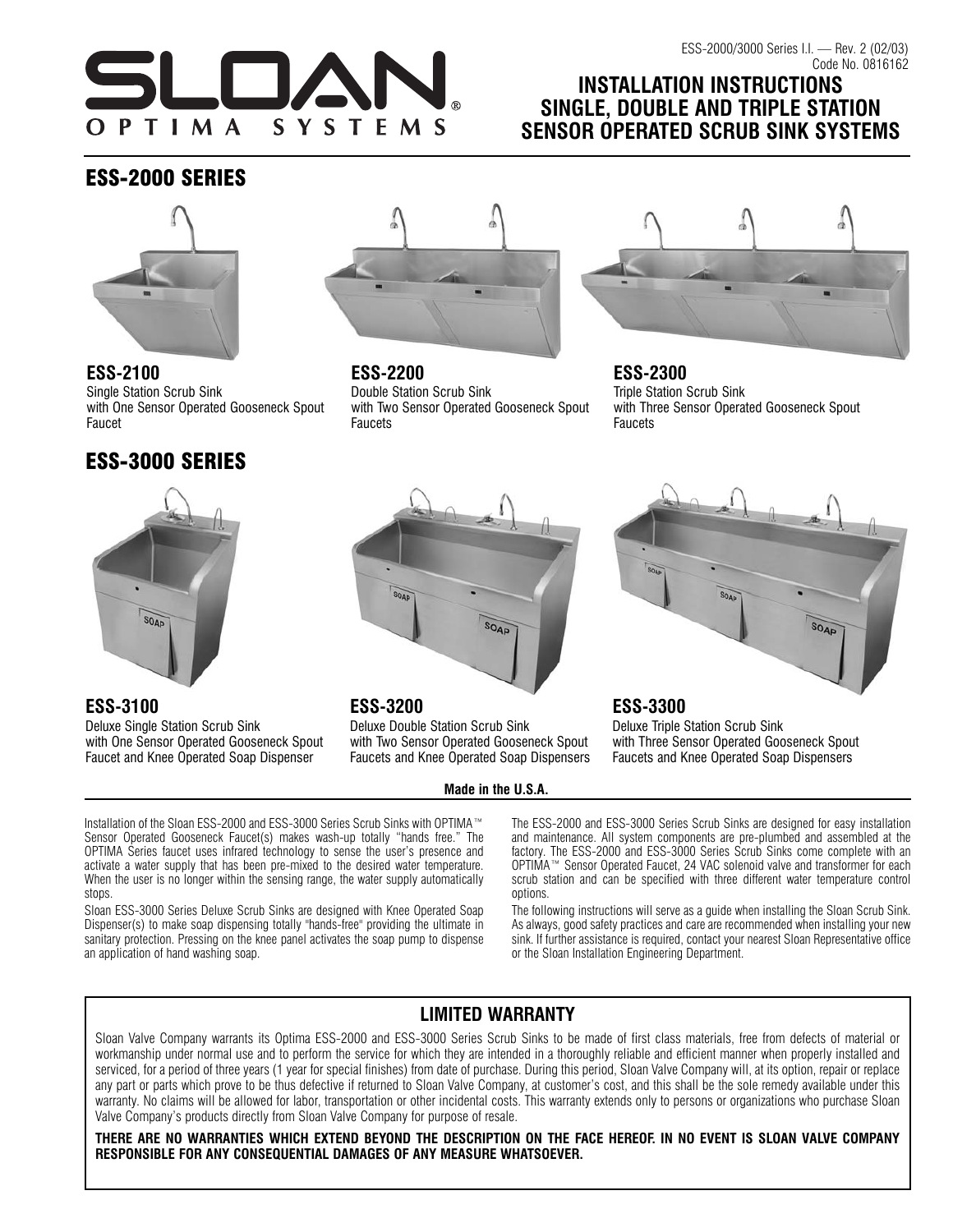SLOAN
OPTIMA SYSTEMS

ESS-2000/3000 Series I.I. — Rev. 2 (02/03)
Code No. 0816162

# INSTALLATION INSTRUCTIONS SINGLE, DOUBLE AND TRIPLE STATION SENSOR OPERATED SCRUB SINK SYSTEMS

## ESS-2000 SERIES

**ESS-2100**
Single Station Scrub Sink with One Sensor Operated Gooseneck Spout Faucet

**ESS-2200**
Double Station Scrub Sink with Two Sensor Operated Gooseneck Spout Faucets

**ESS-2300**
Triple Station Scrub Sink with Three Sensor Operated Gooseneck Spout Faucets

## ESS-3000 SERIES

**ESS-3100**
Deluxe Single Station Scrub Sink with One Sensor Operated Gooseneck Spout Faucet and Knee Operated Soap Dispenser

**ESS-3200**
Deluxe Double Station Scrub Sink with Two Sensor Operated Gooseneck Spout Faucets and Knee Operated Soap Dispensers

**ESS-3300**
Deluxe Triple Station Scrub Sink with Three Sensor Operated Gooseneck Spout Faucets and Knee Operated Soap Dispensers

**Made in the U.S.A.**

Installation of the Sloan ESS-2000 and ESS-3000 Series Scrub Sinks with OPTIMA™ Sensor Operated Gooseneck Faucet(s) makes wash-up totally "hands free." The OPTIMA Series faucet uses infrared technology to sense the user's presence and activate a water supply that has been pre-mixed to the desired water temperature. When the user is no longer within the sensing range, the water supply automatically stops.

Sloan ESS-3000 Series Deluxe Scrub Sinks are designed with Knee Operated Soap Dispenser(s) to make soap dispensing totally "hands-free" providing the ultimate in sanitary protection. Pressing on the knee panel activates the soap pump to dispense an application of hand washing soap.

The ESS-2000 and ESS-3000 Series Scrub Sinks are designed for easy installation and maintenance. All system components are pre-plumbed and assembled at the factory. The ESS-2000 and ESS-3000 Series Scrub Sinks come complete with an OPTIMA™ Sensor Operated Faucet, 24 VAC solenoid valve and transformer for each scrub station and can be specified with three different water temperature control options.

The following instructions will serve as a guide when installing the Sloan Scrub Sink. As always, good safety practices and care are recommended when installing your new sink. If further assistance is required, contact your nearest Sloan Representative office or the Sloan Installation Engineering Department.

## LIMITED WARRANTY

Sloan Valve Company warrants its Optima ESS-2000 and ESS-3000 Series Scrub Sinks to be made of first class materials, free from defects of material or workmanship under normal use and to perform the service for which they are intended in a thoroughly reliable and efficient manner when properly installed and serviced, for a period of three years (1 year for special finishes) from date of purchase. During this period, Sloan Valve Company will, at its option, repair or replace any part or parts which prove to be thus defective if returned to Sloan Valve Company, at customer's cost, and this shall be the sole remedy available under this warranty. No claims will be allowed for labor, transportation or other incidental costs. This warranty extends only to persons or organizations who purchase Sloan Valve Company's products directly from Sloan Valve Company for purpose of resale.

**THERE ARE NO WARRANTIES WHICH EXTEND BEYOND THE DESCRIPTION ON THE FACE HEREOF. IN NO EVENT IS SLOAN VALVE COMPANY RESPONSIBLE FOR ANY CONSEQUENTIAL DAMAGES OF ANY MEASURE WHATSOEVER.**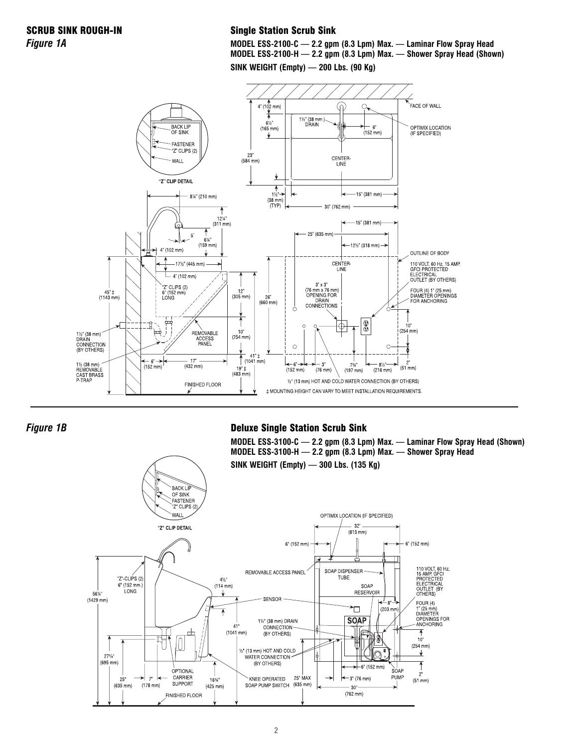## SCRUB SINK ROUGH-IN

*Figure 1A*

### Single Station Scrub Sink

**MODEL ESS-2100-C — 2.2 gpm (8.3 Lpm) Max. — Laminar Flow Spray Head**
**MODEL ESS-2100-H — 2.2 gpm (8.3 Lpm) Max. — Shower Spray Head (Shown)**

**SINK WEIGHT (Empty) — 200 Lbs. (90 Kg)**

"Z" CLIP DETAIL: BACK LIP OF SINK, FASTENER, "Z" CLIPS (2), WALL

FACE OF WALL; 4" (102 mm); 6½" (165 mm); 1½" (38 mm) DRAIN; 6" (152 mm); OPTIMIX LOCATION (IF SPECIFIED); 23" (584 mm); CENTER-LINE; 1½" (38 mm) (TYP); 15" (381 mm); 30" (762 mm)

8¼" (210 mm); 12¼" (311 mm); 5°; 6¼" (159 mm); 4" (102 mm); 17½" (445 mm); 4" (102 mm); "Z" CLIPS (2) 6" (152 mm) LONG; 45" ‡ (1143 mm); 12" (305 mm); 26" (660 mm); 10" (254 mm); REMOVABLE ACCESS PANEL; 1½" (38 mm) DRAIN CONNECTION (BY OTHERS); 1½ (38 mm) REMOVABLE CAST BRASS P-TRAP; 6" (152 mm); 17" (432 mm); 41" ‡ (1041 mm); 19" ‡ (483 mm); FINISHED FLOOR

15" (381 mm); 25" (635 mm); 12½" (318 mm); OUTLINE OF BODY; CENTER-LINE; 110 VOLT, 60 Hz, 15 AMP, GFCI PROTECTED ELECTRICAL OUTLET (BY OTHERS); 3" x 3" (76 mm x 76 mm) OPENING FOR DRAIN CONNECTIONS; FOUR (4) 1" (25 mm) DIAMETER OPENINGS FOR ANCHORING; 10" (254 mm); 6" (152 mm); 3" (76 mm); 7¾" (197 mm); 8½" (216 mm); 2" (51 mm)

½" (13 mm) HOT AND COLD WATER CONNECTION (BY OTHERS)

‡ MOUNTING HEIGHT CAN VARY TO MEET INSTALLATION REQUIREMENTS.

*Figure 1B*

### Deluxe Single Station Scrub Sink

**MODEL ESS-3100-C — 2.2 gpm (8.3 Lpm) Max. — Laminar Flow Spray Head (Shown)**
**MODEL ESS-3100-H — 2.2 gpm (8.3 Lpm) Max. — Shower Spray Head**

**SINK WEIGHT (Empty) — 300 Lbs. (135 Kg)**

"Z" CLIP DETAIL: BACK LIP OF SINK, FASTENER, "Z" CLIPS (2), WALL

"Z"-CLIPS (2) 6" (152 mm) LONG; 56¼" (1429 mm); 4½" (114 mm); 41" (1041 mm); 27⅜" (695 mm); OPTIONAL CARRIER SUPPORT; 25" (635 mm); 7" (178 mm); 16¾" (425 mm); FINISHED FLOOR

OPTIMIX LOCATION (IF SPECIFIED); 32" (813 mm); 6" (152 mm); 6" (152 mm); REMOVABLE ACCESS PANEL; SOAP DISPENSER TUBE; SOAP RESERVOIR; 110 VOLT, 60 Hz, 15 AMP, GFCI PROTECTED ELECTRICAL OUTLET (BY OTHERS); SENSOR; 8" (203 mm); FOUR (4) 1" (25 mm) DIAMETER OPENINGS FOR ANCHORING; 1½" (38 mm) DRAIN CONNECTION (BY OTHERS); SOAP; 10" (254 mm); ½" (13 mm) HOT AND COLD WATER CONNECTION (BY OTHERS); 6" (152 mm); SOAP PUMP; 2" (51 mm); KNEE OPERATED SOAP PUMP SWITCH; 25" MAX (635 mm); 3" (76 mm); 30" (762 mm)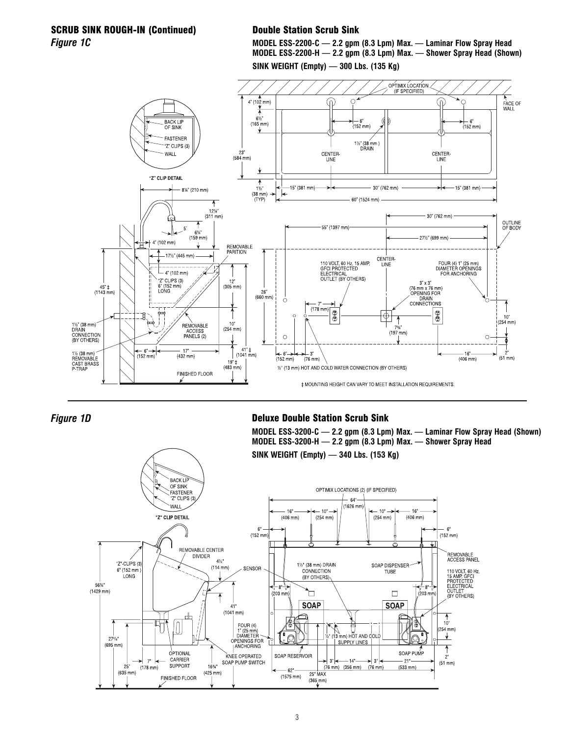## SCRUB SINK ROUGH-IN (Continued)

*Figure 1C*

### Double Station Scrub Sink

**MODEL ESS-2200-C — 2.2 gpm (8.3 Lpm) Max. — Laminar Flow Spray Head**
**MODEL ESS-2200-H — 2.2 gpm (8.3 Lpm) Max. — Shower Spray Head (Shown)**

**SINK WEIGHT (Empty) — 300 Lbs. (135 Kg)**

‡ MOUNTING HEIGHT CAN VARY TO MEET INSTALLATION REQUIREMENTS.

*Figure 1D*

### Deluxe Double Station Scrub Sink

**MODEL ESS-3200-C — 2.2 gpm (8.3 Lpm) Max. — Laminar Flow Spray Head (Shown)**
**MODEL ESS-3200-H — 2.2 gpm (8.3 Lpm) Max. — Shower Spray Head**

**SINK WEIGHT (Empty) — 340 Lbs. (153 Kg)**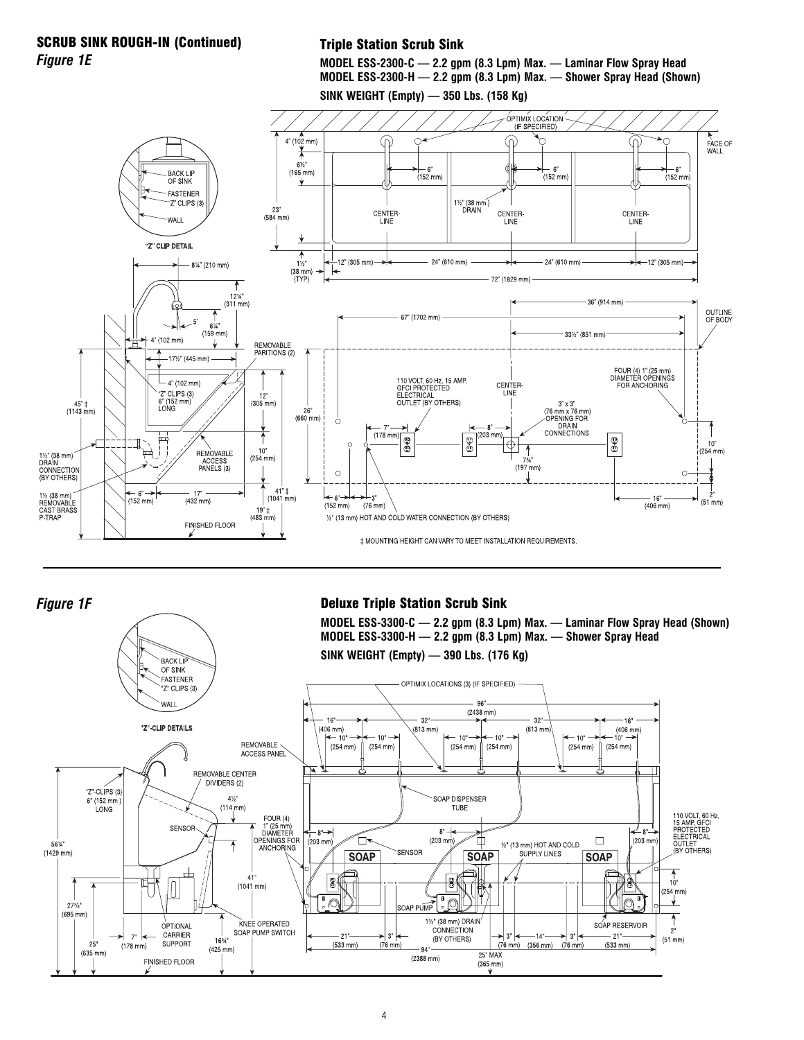## SCRUB SINK ROUGH-IN (Continued)

*Figure 1E*

### Triple Station Scrub Sink

**MODEL ESS-2300-C — 2.2 gpm (8.3 Lpm) Max. — Laminar Flow Spray Head**
**MODEL ESS-2300-H — 2.2 gpm (8.3 Lpm) Max. — Shower Spray Head (Shown)**

**SINK WEIGHT (Empty) — 350 Lbs. (158 Kg)**

‡ MOUNTING HEIGHT CAN VARY TO MEET INSTALLATION REQUIREMENTS.

*Figure 1F*

### Deluxe Triple Station Scrub Sink

**MODEL ESS-3300-C — 2.2 gpm (8.3 Lpm) Max. — Laminar Flow Spray Head (Shown)**
**MODEL ESS-3300-H — 2.2 gpm (8.3 Lpm) Max. — Shower Spray Head**

**SINK WEIGHT (Empty) — 390 Lbs. (176 Kg)**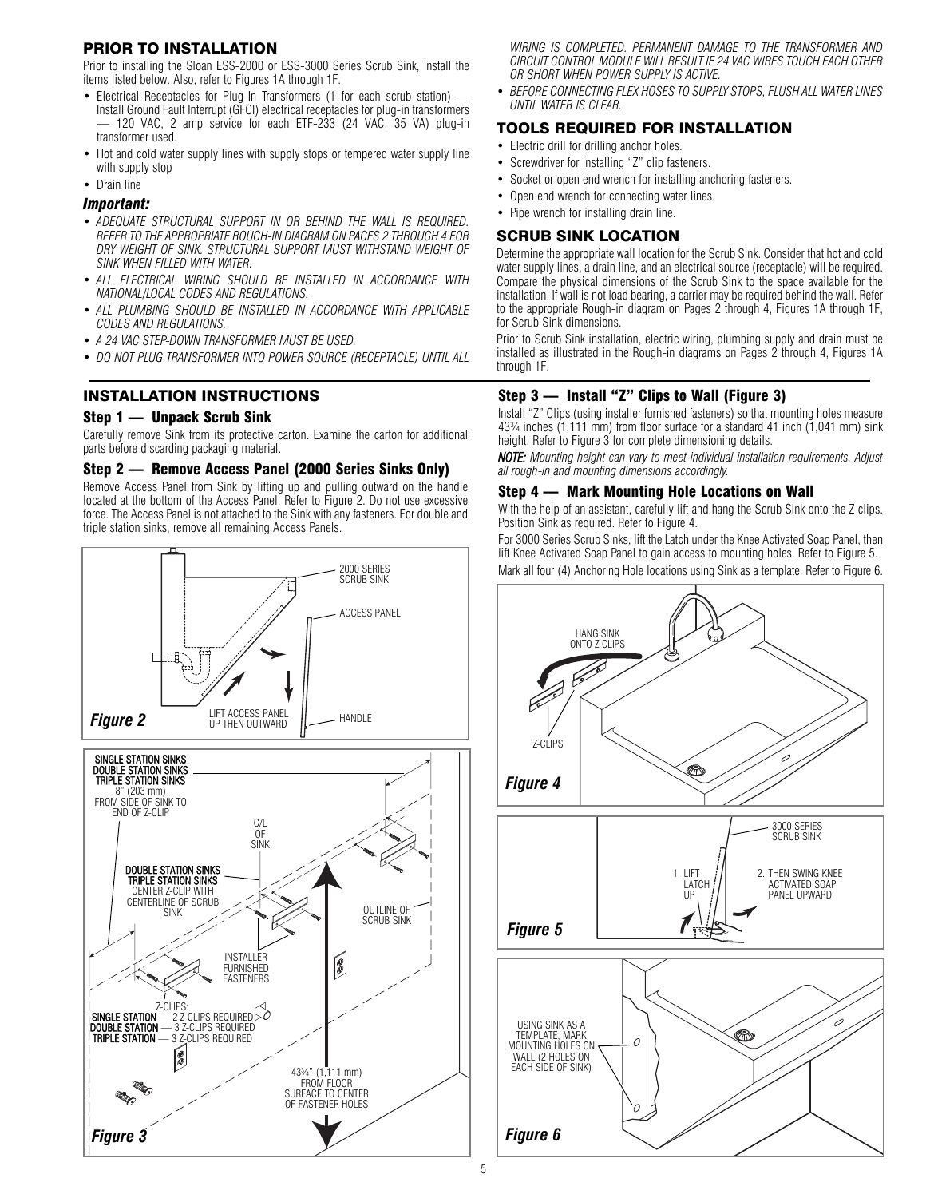## PRIOR TO INSTALLATION

Prior to installing the Sloan ESS-2000 or ESS-3000 Series Scrub Sink, install the items listed below. Also, refer to Figures 1A through 1F.

- Electrical Receptacles for Plug-In Transformers (1 for each scrub station) — Install Ground Fault Interrupt (GFCI) electrical receptacles for plug-in transformers — 120 VAC, 2 amp service for each ETF-233 (24 VAC, 35 VA) plug-in transformer used.
- Hot and cold water supply lines with supply stops or tempered water supply line with supply stop
- Drain line

### *Important:*

- *ADEQUATE STRUCTURAL SUPPORT IN OR BEHIND THE WALL IS REQUIRED. REFER TO THE APPROPRIATE ROUGH-IN DIAGRAM ON PAGES 2 THROUGH 4 FOR DRY WEIGHT OF SINK. STRUCTURAL SUPPORT MUST WITHSTAND WEIGHT OF SINK WHEN FILLED WITH WATER.*
- *ALL ELECTRICAL WIRING SHOULD BE INSTALLED IN ACCORDANCE WITH NATIONAL/LOCAL CODES AND REGULATIONS.*
- *ALL PLUMBING SHOULD BE INSTALLED IN ACCORDANCE WITH APPLICABLE CODES AND REGULATIONS.*
- *A 24 VAC STEP-DOWN TRANSFORMER MUST BE USED.*
- *DO NOT PLUG TRANSFORMER INTO POWER SOURCE (RECEPTACLE) UNTIL ALL WIRING IS COMPLETED. PERMANENT DAMAGE TO THE TRANSFORMER AND CIRCUIT CONTROL MODULE WILL RESULT IF 24 VAC WIRES TOUCH EACH OTHER OR SHORT WHEN POWER SUPPLY IS ACTIVE.*
- *BEFORE CONNECTING FLEX HOSES TO SUPPLY STOPS, FLUSH ALL WATER LINES UNTIL WATER IS CLEAR.*

## TOOLS REQUIRED FOR INSTALLATION

- Electric drill for drilling anchor holes.
- Screwdriver for installing "Z" clip fasteners.
- Socket or open end wrench for installing anchoring fasteners.
- Open end wrench for connecting water lines.
- Pipe wrench for installing drain line.

## SCRUB SINK LOCATION

Determine the appropriate wall location for the Scrub Sink. Consider that hot and cold water supply lines, a drain line, and an electrical source (receptacle) will be required. Compare the physical dimensions of the Scrub Sink to the space available for the installation. If wall is not load bearing, a carrier may be required behind the wall. Refer to the appropriate Rough-in diagram on Pages 2 through 4, Figures 1A through 1F, for Scrub Sink dimensions.

Prior to Scrub Sink installation, electric wiring, plumbing supply and drain must be installed as illustrated in the Rough-in diagrams on Pages 2 through 4, Figures 1A through 1F.

## INSTALLATION INSTRUCTIONS

### Step 1 — Unpack Scrub Sink

Carefully remove Sink from its protective carton. Examine the carton for additional parts before discarding packaging material.

### Step 2 — Remove Access Panel (2000 Series Sinks Only)

Remove Access Panel from Sink by lifting up and pulling outward on the handle located at the bottom of the Access Panel. Refer to Figure 2. Do not use excessive force. The Access Panel is not attached to the Sink with any fasteners. For double and triple station sinks, remove all remaining Access Panels.

2000 SERIES SCRUB SINK
ACCESS PANEL
LIFT ACCESS PANEL UP THEN OUTWARD
HANDLE

***Figure 2***

SINGLE STATION SINKS / DOUBLE STATION SINKS / TRIPLE STATION SINKS — 8" (203 mm) FROM SIDE OF SINK TO END OF Z-CLIP
C/L OF SINK
DOUBLE STATION SINKS / TRIPLE STATION SINKS — CENTER Z-CLIP WITH CENTERLINE OF SCRUB SINK
OUTLINE OF SCRUB SINK
INSTALLER FURNISHED FASTENERS
Z-CLIPS: SINGLE STATION — 2 Z-CLIPS REQUIRED; DOUBLE STATION — 3 Z-CLIPS REQUIRED; TRIPLE STATION — 3 Z-CLIPS REQUIRED
43¾" (1,111 mm) FROM FLOOR SURFACE TO CENTER OF FASTENER HOLES

***Figure 3***

### Step 3 — Install "Z" Clips to Wall (Figure 3)

Install "Z" Clips (using installer furnished fasteners) so that mounting holes measure 43¾ inches (1,111 mm) from floor surface for a standard 41 inch (1,041 mm) sink height. Refer to Figure 3 for complete dimensioning details.

***NOTE:*** *Mounting height can vary to meet individual installation requirements. Adjust all rough-in and mounting dimensions accordingly.*

### Step 4 — Mark Mounting Hole Locations on Wall

With the help of an assistant, carefully lift and hang the Scrub Sink onto the Z-clips. Position Sink as required. Refer to Figure 4.

For 3000 Series Scrub Sinks, lift the Latch under the Knee Activated Soap Panel, then lift Knee Activated Soap Panel to gain access to mounting holes. Refer to Figure 5.

Mark all four (4) Anchoring Hole locations using Sink as a template. Refer to Figure 6.

HANG SINK ONTO Z-CLIPS
Z-CLIPS

***Figure 4***

3000 SERIES SCRUB SINK
1. LIFT LATCH UP
2. THEN SWING KNEE ACTIVATED SOAP PANEL UPWARD

***Figure 5***

USING SINK AS A TEMPLATE, MARK MOUNTING HOLES ON WALL (2 HOLES ON EACH SIDE OF SINK)

***Figure 6***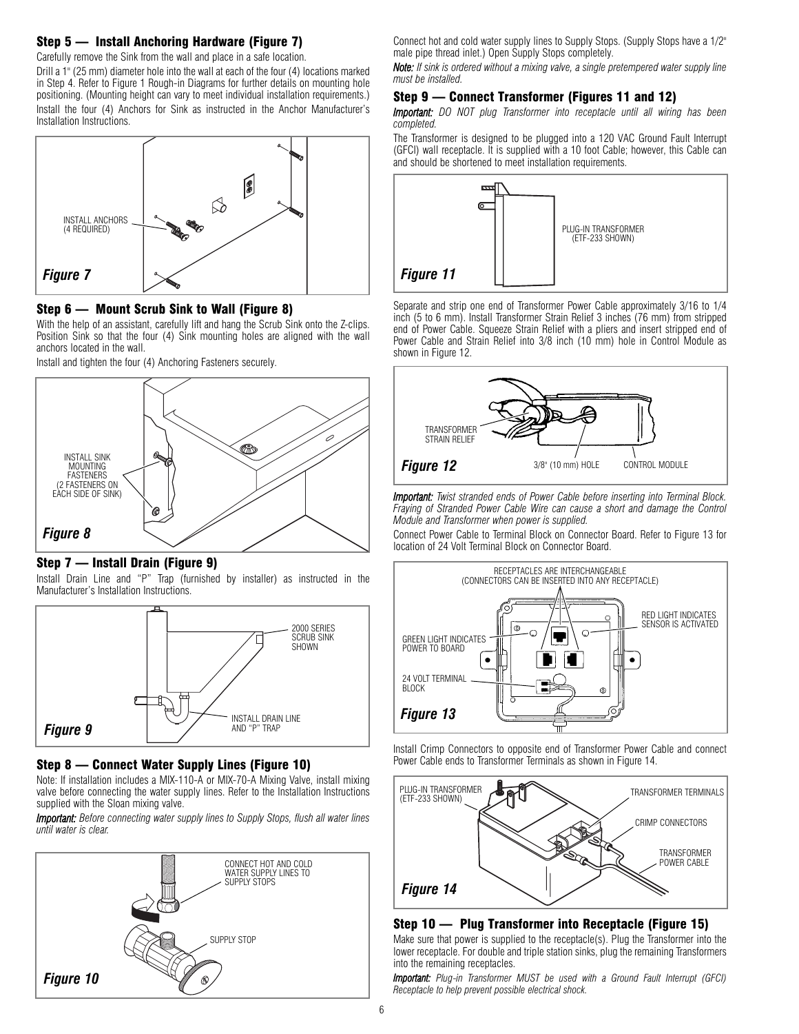## Step 5 — Install Anchoring Hardware (Figure 7)

Carefully remove the Sink from the wall and place in a safe location.

Drill a 1" (25 mm) diameter hole into the wall at each of the four (4) locations marked in Step 4. Refer to Figure 1 Rough-in Diagrams for further details on mounting hole positioning. (Mounting height can vary to meet individual installation requirements.) Install the four (4) Anchors for Sink as instructed in the Anchor Manufacturer's Installation Instructions.

INSTALL ANCHORS (4 REQUIRED)

*Figure 7*

## Step 6 — Mount Scrub Sink to Wall (Figure 8)

With the help of an assistant, carefully lift and hang the Scrub Sink onto the Z-clips. Position Sink so that the four (4) Sink mounting holes are aligned with the wall anchors located in the wall.

Install and tighten the four (4) Anchoring Fasteners securely.

INSTALL SINK MOUNTING FASTENERS (2 FASTENERS ON EACH SIDE OF SINK)

*Figure 8*

## Step 7 — Install Drain (Figure 9)

Install Drain Line and "P" Trap (furnished by installer) as instructed in the Manufacturer's Installation Instructions.

2000 SERIES SCRUB SINK SHOWN

INSTALL DRAIN LINE AND "P" TRAP

*Figure 9*

## Step 8 — Connect Water Supply Lines (Figure 10)

Note: If installation includes a MIX-110-A or MIX-70-A Mixing Valve, install mixing valve before connecting the water supply lines. Refer to the Installation Instructions supplied with the Sloan mixing valve.

***Important:*** *Before connecting water supply lines to Supply Stops, flush all water lines until water is clear.*

CONNECT HOT AND COLD WATER SUPPLY LINES TO SUPPLY STOPS

SUPPLY STOP

*Figure 10*

Connect hot and cold water supply lines to Supply Stops. (Supply Stops have a 1/2" male pipe thread inlet.) Open Supply Stops completely.

***Note:*** *If sink is ordered without a mixing valve, a single pretempered water supply line must be installed.*

## Step 9 — Connect Transformer (Figures 11 and 12)

***Important:*** *DO NOT plug Transformer into receptacle until all wiring has been completed.*

The Transformer is designed to be plugged into a 120 VAC Ground Fault Interrupt (GFCI) wall receptacle. It is supplied with a 10 foot Cable; however, this Cable can and should be shortened to meet installation requirements.

PLUG-IN TRANSFORMER (ETF-233 SHOWN)

*Figure 11*

Separate and strip one end of Transformer Power Cable approximately 3/16 to 1/4 inch (5 to 6 mm). Install Transformer Strain Relief 3 inches (76 mm) from stripped end of Power Cable. Squeeze Strain Relief with a pliers and insert stripped end of Power Cable and Strain Relief into 3/8 inch (10 mm) hole in Control Module as shown in Figure 12.

TRANSFORMER STRAIN RELIEF

3/8" (10 mm) HOLE

CONTROL MODULE

*Figure 12*

***Important:*** *Twist stranded ends of Power Cable before inserting into Terminal Block. Fraying of Stranded Power Cable Wire can cause a short and damage the Control Module and Transformer when power is supplied.*

Connect Power Cable to Terminal Block on Connector Board. Refer to Figure 13 for location of 24 Volt Terminal Block on Connector Board.

RECEPTACLES ARE INTERCHANGEABLE (CONNECTORS CAN BE INSERTED INTO ANY RECEPTACLE)

GREEN LIGHT INDICATES POWER TO BOARD

RED LIGHT INDICATES SENSOR IS ACTIVATED

24 VOLT TERMINAL BLOCK

*Figure 13*

Install Crimp Connectors to opposite end of Transformer Power Cable and connect Power Cable ends to Transformer Terminals as shown in Figure 14.

PLUG-IN TRANSFORMER (ETF-233 SHOWN)

TRANSFORMER TERMINALS

CRIMP CONNECTORS

TRANSFORMER POWER CABLE

*Figure 14*

## Step 10 — Plug Transformer into Receptacle (Figure 15)

Make sure that power is supplied to the receptacle(s). Plug the Transformer into the lower receptacle. For double and triple station sinks, plug the remaining Transformers into the remaining receptacles.

***Important:*** *Plug-in Transformer MUST be used with a Ground Fault Interrupt (GFCI) Receptacle to help prevent possible electrical shock.*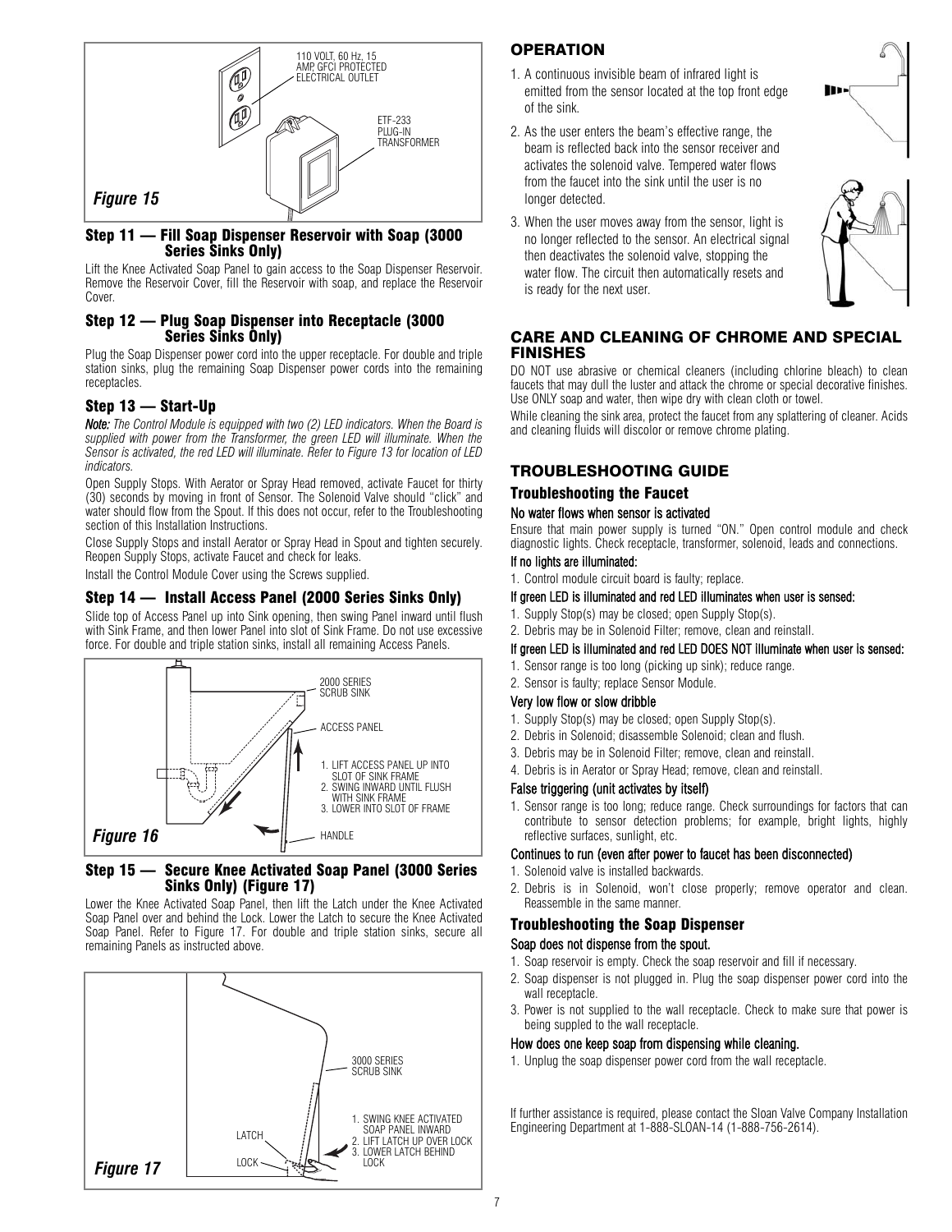110 VOLT, 60 Hz, 15 AMP GFCI PROTECTED ELECTRICAL OUTLET

ETF-233 PLUG-IN TRANSFORMER

*Figure 15*

### Step 11 — Fill Soap Dispenser Reservoir with Soap (3000 Series Sinks Only)

Lift the Knee Activated Soap Panel to gain access to the Soap Dispenser Reservoir. Remove the Reservoir Cover, fill the Reservoir with soap, and replace the Reservoir Cover.

### Step 12 — Plug Soap Dispenser into Receptacle (3000 Series Sinks Only)

Plug the Soap Dispenser power cord into the upper receptacle. For double and triple station sinks, plug the remaining Soap Dispenser power cords into the remaining receptacles.

### Step 13 — Start-Up

***Note:*** *The Control Module is equipped with two (2) LED indicators. When the Board is supplied with power from the Transformer, the green LED will illuminate. When the Sensor is activated, the red LED will illuminate. Refer to Figure 13 for location of LED indicators.*

Open Supply Stops. With Aerator or Spray Head removed, activate Faucet for thirty (30) seconds by moving in front of Sensor. The Solenoid Valve should "click" and water should flow from the Spout. If this does not occur, refer to the Troubleshooting section of this Installation Instructions.

Close Supply Stops and install Aerator or Spray Head in Spout and tighten securely. Reopen Supply Stops, activate Faucet and check for leaks.

Install the Control Module Cover using the Screws supplied.

### Step 14 — Install Access Panel (2000 Series Sinks Only)

Slide top of Access Panel up into Sink opening, then swing Panel inward until flush with Sink Frame, and then lower Panel into slot of Sink Frame. Do not use excessive force. For double and triple station sinks, install all remaining Access Panels.

2000 SERIES SCRUB SINK

ACCESS PANEL

1. LIFT ACCESS PANEL UP INTO SLOT OF SINK FRAME
2. SWING INWARD UNTIL FLUSH WITH SINK FRAME
3. LOWER INTO SLOT OF FRAME

HANDLE

*Figure 16*

### Step 15 — Secure Knee Activated Soap Panel (3000 Series Sinks Only) (Figure 17)

Lower the Knee Activated Soap Panel, then lift the Latch under the Knee Activated Soap Panel over and behind the Lock. Lower the Latch to secure the Knee Activated Soap Panel. Refer to Figure 17. For double and triple station sinks, secure all remaining Panels as instructed above.

3000 SERIES SCRUB SINK

1. SWING KNEE ACTIVATED SOAP PANEL INWARD
2. LIFT LATCH UP OVER LOCK
3. LOWER LATCH BEHIND LOCK

LATCH

LOCK

*Figure 17*

## OPERATION

1. A continuous invisible beam of infrared light is emitted from the sensor located at the top front edge of the sink.
2. As the user enters the beam's effective range, the beam is reflected back into the sensor receiver and activates the solenoid valve. Tempered water flows from the faucet into the sink until the user is no longer detected.
3. When the user moves away from the sensor, light is no longer reflected to the sensor. An electrical signal then deactivates the solenoid valve, stopping the water flow. The circuit then automatically resets and is ready for the next user.

## CARE AND CLEANING OF CHROME AND SPECIAL FINISHES

DO NOT use abrasive or chemical cleaners (including chlorine bleach) to clean faucets that may dull the luster and attack the chrome or special decorative finishes. Use ONLY soap and water, then wipe dry with clean cloth or towel.

While cleaning the sink area, protect the faucet from any splattering of cleaner. Acids and cleaning fluids will discolor or remove chrome plating.

## TROUBLESHOOTING GUIDE

### Troubleshooting the Faucet

**No water flows when sensor is activated**

Ensure that main power supply is turned "ON." Open control module and check diagnostic lights. Check receptacle, transformer, solenoid, leads and connections.

**If no lights are illuminated:**

1. Control module circuit board is faulty; replace.

**If green LED is illuminated and red LED illuminates when user is sensed:**

1. Supply Stop(s) may be closed; open Supply Stop(s).
2. Debris may be in Solenoid Filter; remove, clean and reinstall.

**If green LED is illuminated and red LED DOES NOT illuminate when user is sensed:**

1. Sensor range is too long (picking up sink); reduce range.
2. Sensor is faulty; replace Sensor Module.

**Very low flow or slow dribble**

1. Supply Stop(s) may be closed; open Supply Stop(s).
2. Debris in Solenoid; disassemble Solenoid; clean and flush.
3. Debris may be in Solenoid Filter; remove, clean and reinstall.
4. Debris is in Aerator or Spray Head; remove, clean and reinstall.

**False triggering (unit activates by itself)**

1. Sensor range is too long; reduce range. Check surroundings for factors that can contribute to sensor detection problems; for example, bright lights, highly reflective surfaces, sunlight, etc.

**Continues to run (even after power to faucet has been disconnected)**

1. Solenoid valve is installed backwards.
2. Debris is in Solenoid, won't close properly; remove operator and clean. Reassemble in the same manner.

### Troubleshooting the Soap Dispenser

**Soap does not dispense from the spout.**

1. Soap reservoir is empty. Check the soap reservoir and fill if necessary.
2. Soap dispenser is not plugged in. Plug the soap dispenser power cord into the wall receptacle.
3. Power is not supplied to the wall receptacle. Check to make sure that power is being suppled to the wall receptacle.

**How does one keep soap from dispensing while cleaning.**

1. Unplug the soap dispenser power cord from the wall receptacle.

If further assistance is required, please contact the Sloan Valve Company Installation Engineering Department at 1-888-SLOAN-14 (1-888-756-2614).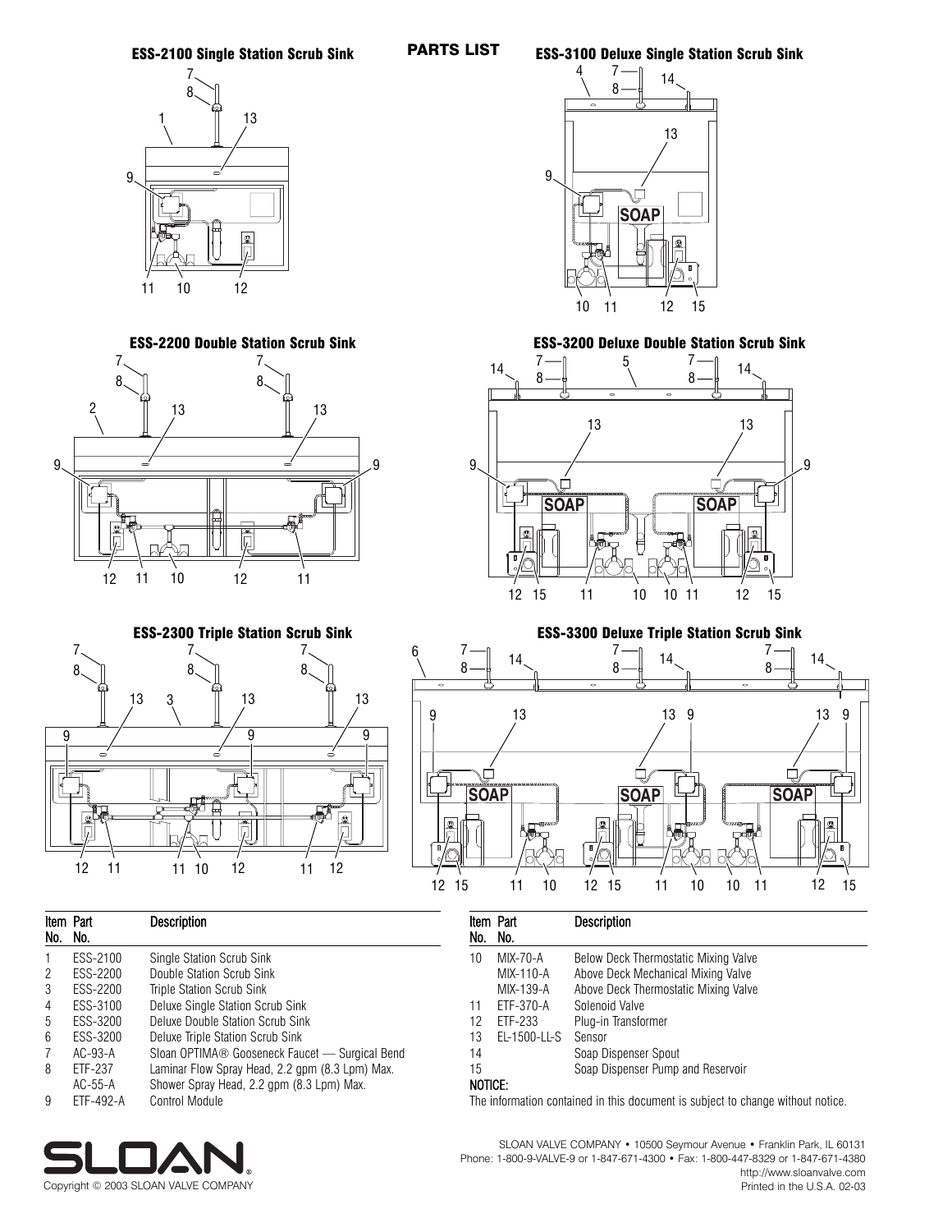# PARTS LIST

### ESS-2100 Single Station Scrub Sink

### ESS-3100 Deluxe Single Station Scrub Sink

### ESS-2200 Double Station Scrub Sink

### ESS-3200 Deluxe Double Station Scrub Sink

### ESS-2300 Triple Station Scrub Sink

### ESS-3300 Deluxe Triple Station Scrub Sink

| Item No. | Part No. | Description |
|---|---|---|
| 1 | ESS-2100 | Single Station Scrub Sink |
| 2 | ESS-2200 | Double Station Scrub Sink |
| 3 | ESS-2200 | Triple Station Scrub Sink |
| 4 | ESS-3100 | Deluxe Single Station Scrub Sink |
| 5 | ESS-3200 | Deluxe Double Station Scrub Sink |
| 6 | ESS-3200 | Deluxe Triple Station Scrub Sink |
| 7 | AC-93-A | Sloan OPTIMA® Gooseneck Faucet — Surgical Bend |
| 8 | ETF-237 | Laminar Flow Spray Head, 2.2 gpm (8.3 Lpm) Max. |
| | AC-55-A | Shower Spray Head, 2.2 gpm (8.3 Lpm) Max. |
| 9 | ETF-492-A | Control Module |
| 10 | MIX-70-A | Below Deck Thermostatic Mixing Valve |
| | MIX-110-A | Above Deck Mechanical Mixing Valve |
| | MIX-139-A | Above Deck Thermostatic Mixing Valve |
| 11 | ETF-370-A | Solenoid Valve |
| 12 | ETF-233 | Plug-in Transformer |
| 13 | EL-1500-LL-S | Sensor |
| 14 | | Soap Dispenser Spout |
| 15 | | Soap Dispenser Pump and Reservoir |

**NOTICE:**

The information contained in this document is subject to change without notice.

SLOAN

Copyright © 2003 SLOAN VALVE COMPANY

SLOAN VALVE COMPANY • 10500 Seymour Avenue • Franklin Park, IL 60131
Phone: 1-800-9-VALVE-9 or 1-847-671-4300 • Fax: 1-800-447-8329 or 1-847-671-4380
http://www.sloanvalve.com
Printed in the U.S.A. 02-03